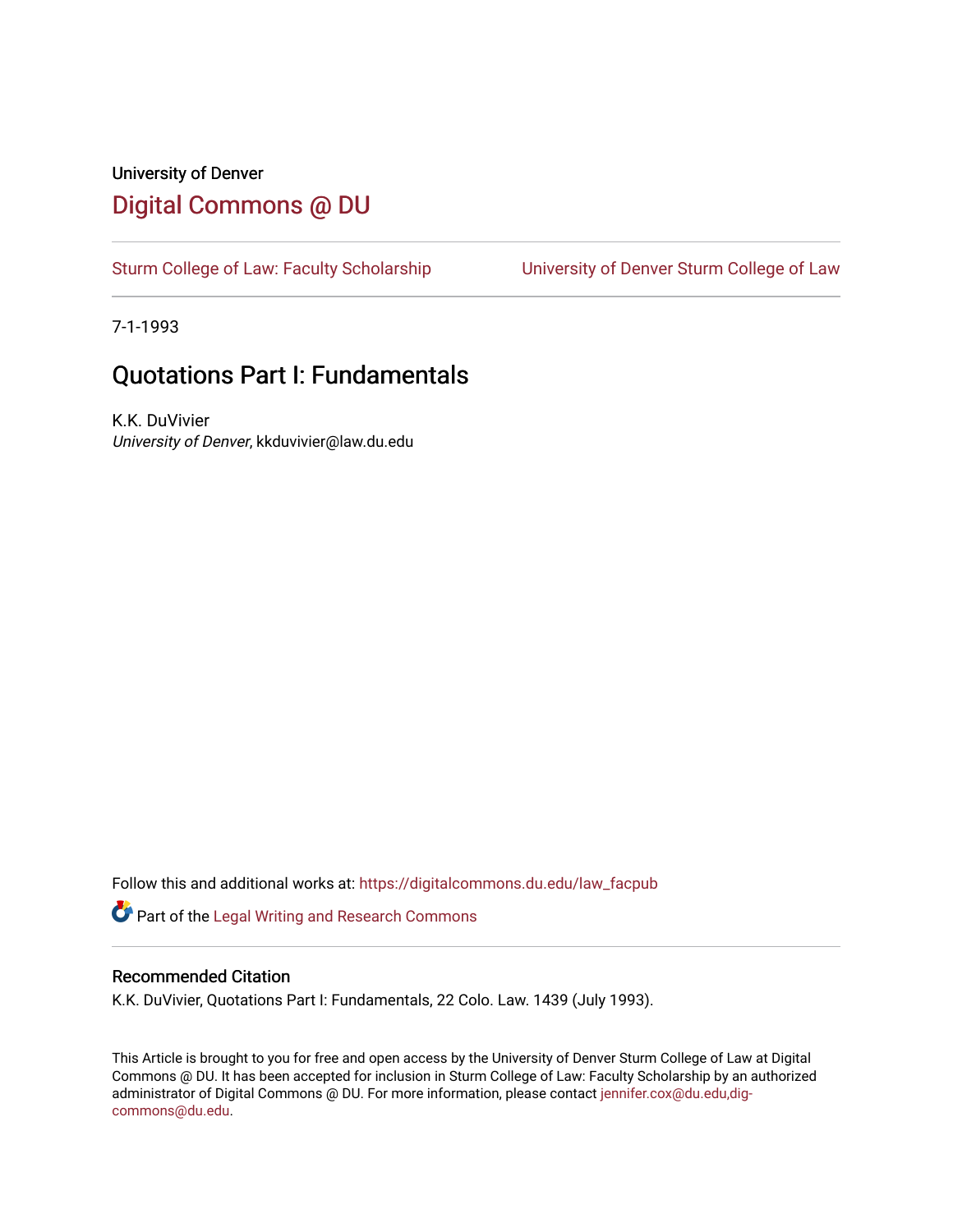University of Denver

## Digital Commons @ DU

Sturm College of Law: Faculty Scholarship | University of Denver Sturm College of Law

7-1-1993

# Quotations Part I: Fundamentals

K.K. DuVivier
*University of Denver*, kkduvivier@law.du.edu

Follow this and additional works at: https://digitalcommons.du.edu/law_facpub

Part of the Legal Writing and Research Commons

### Recommended Citation

K.K. DuVivier, Quotations Part I: Fundamentals, 22 Colo. Law. 1439 (July 1993).

This Article is brought to you for free and open access by the University of Denver Sturm College of Law at Digital Commons @ DU. It has been accepted for inclusion in Sturm College of Law: Faculty Scholarship by an authorized administrator of Digital Commons @ DU. For more information, please contact jennifer.cox@du.edu,dig-commons@du.edu.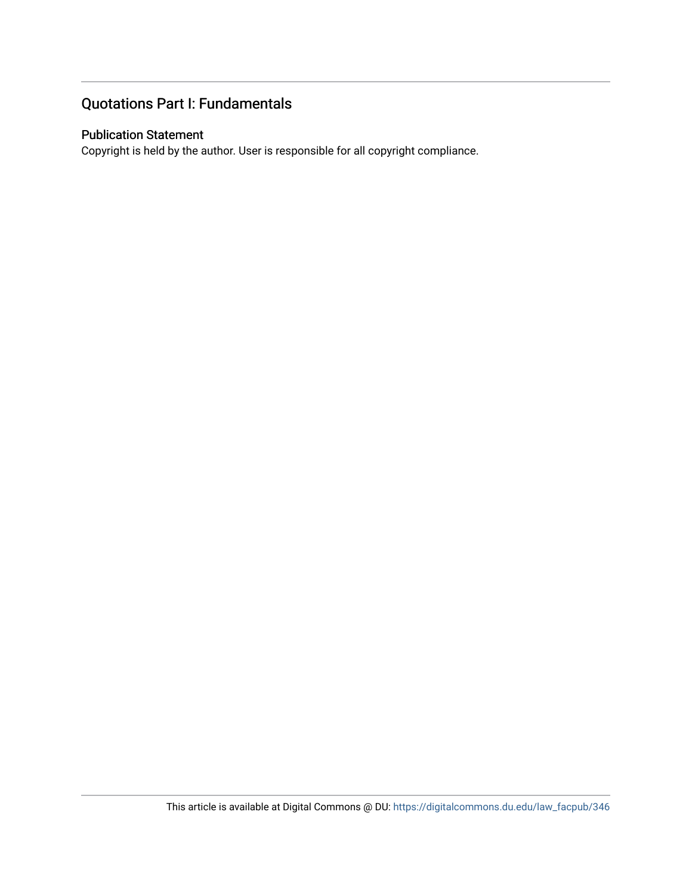## Quotations Part I: Fundamentals

### Publication Statement

Copyright is held by the author. User is responsible for all copyright compliance.

This article is available at Digital Commons @ DU: https://digitalcommons.du.edu/law_facpub/346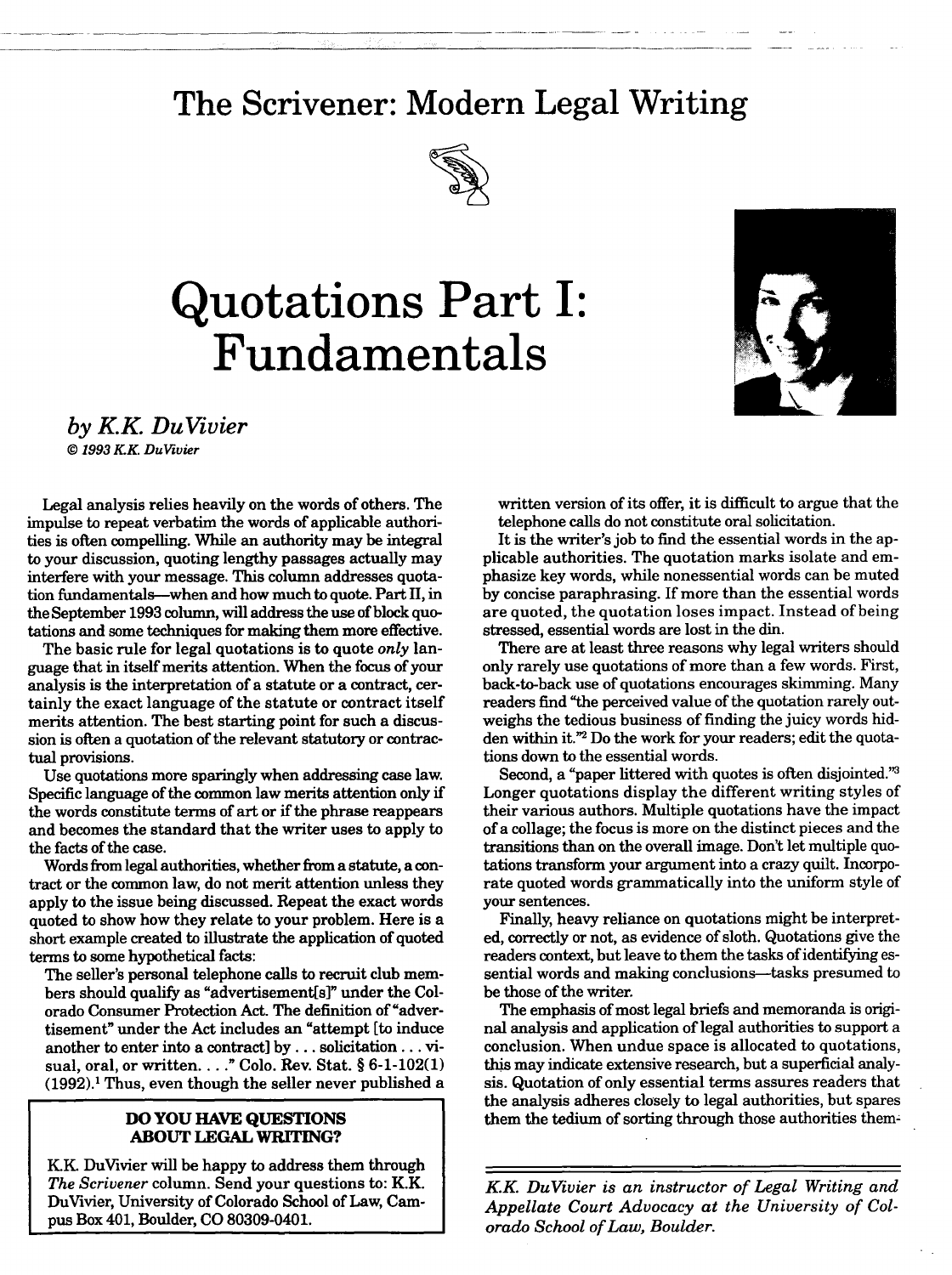# The Scrivener: Modern Legal Writing

# Quotations Part I: Fundamentals

### *by K.K. DuVivier*

*© 1993 K.K. DuVivier*

Legal analysis relies heavily on the words of others. The impulse to repeat verbatim the words of applicable authorities is often compelling. While an authority may be integral to your discussion, quoting lengthy passages actually may interfere with your message. This column addresses quotation fundamentals—when and how much to quote. Part II, in the September 1993 column, will address the use of block quotations and some techniques for making them more effective.

The basic rule for legal quotations is to quote *only* language that in itself merits attention. When the focus of your analysis is the interpretation of a statute or a contract, certainly the exact language of the statute or contract itself merits attention. The best starting point for such a discussion is often a quotation of the relevant statutory or contractual provisions.

Use quotations more sparingly when addressing case law. Specific language of the common law merits attention only if the words constitute terms of art or if the phrase reappears and becomes the standard that the writer uses to apply to the facts of the case.

Words from legal authorities, whether from a statute, a contract or the common law, do not merit attention unless they apply to the issue being discussed. Repeat the exact words quoted to show how they relate to your problem. Here is a short example created to illustrate the application of quoted terms to some hypothetical facts:

The seller's personal telephone calls to recruit club members should qualify as "advertisement[s]" under the Colorado Consumer Protection Act. The definition of "advertisement" under the Act includes an "attempt [to induce another to enter into a contract] by . . . solicitation . . . visual, oral, or written. . . ." Colo. Rev. Stat. § 6-1-102(1) (1992).[1] Thus, even though the seller never published a written version of its offer, it is difficult to argue that the telephone calls do not constitute oral solicitation.

It is the writer's job to find the essential words in the applicable authorities. The quotation marks isolate and emphasize key words, while nonessential words can be muted by concise paraphrasing. If more than the essential words are quoted, the quotation loses impact. Instead of being stressed, essential words are lost in the din.

There are at least three reasons why legal writers should only rarely use quotations of more than a few words. First, back-to-back use of quotations encourages skimming. Many readers find "the perceived value of the quotation rarely outweighs the tedious business of finding the juicy words hidden within it."[2] Do the work for your readers; edit the quotations down to the essential words.

Second, a "paper littered with quotes is often disjointed."[3] Longer quotations display the different writing styles of their various authors. Multiple quotations have the impact of a collage; the focus is more on the distinct pieces and the transitions than on the overall image. Don't let multiple quotations transform your argument into a crazy quilt. Incorporate quoted words grammatically into the uniform style of your sentences.

Finally, heavy reliance on quotations might be interpreted, correctly or not, as evidence of sloth. Quotations give the readers context, but leave to them the tasks of identifying essential words and making conclusions—tasks presumed to be those of the writer.

The emphasis of most legal briefs and memoranda is original analysis and application of legal authorities to support a conclusion. When undue space is allocated to quotations, this may indicate extensive research, but a superficial analysis. Quotation of only essential terms assures readers that the analysis adheres closely to legal authorities, but spares them the tedium of sorting through those authorities them-

**DO YOU HAVE QUESTIONS ABOUT LEGAL WRITING?**

K.K. DuVivier will be happy to address them through *The Scrivener* column. Send your questions to: K.K. DuVivier, University of Colorado School of Law, Campus Box 401, Boulder, CO 80309-0401.

*K.K. DuVivier is an instructor of Legal Writing and Appellate Court Advocacy at the University of Colorado School of Law, Boulder.*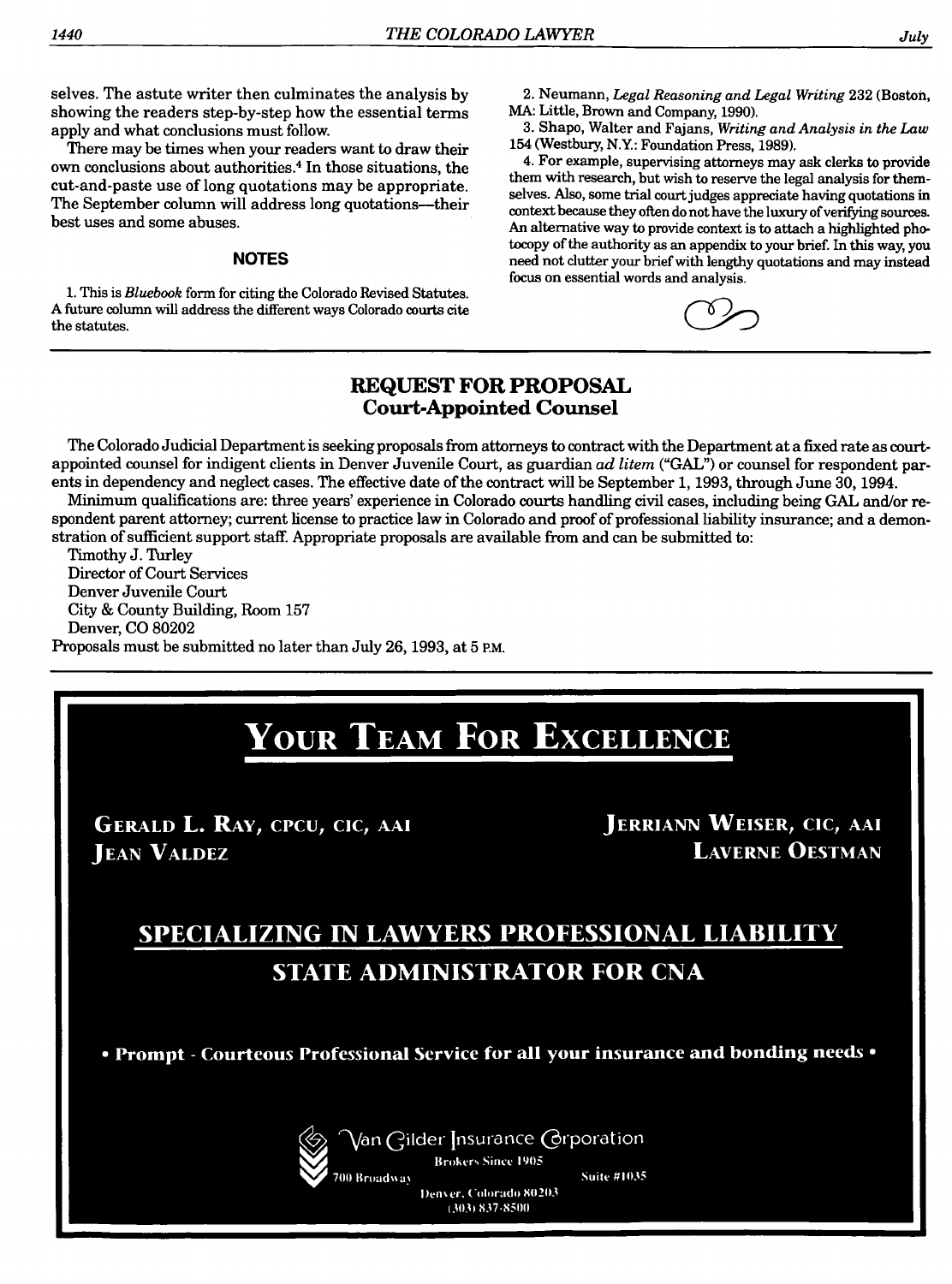selves. The astute writer then culminates the analysis by showing the readers step-by-step how the essential terms apply and what conclusions must follow.

There may be times when your readers want to draw their own conclusions about authorities.[4] In those situations, the cut-and-paste use of long quotations may be appropriate. The September column will address long quotations—their best uses and some abuses.

### NOTES

1. This is *Bluebook* form for citing the Colorado Revised Statutes. A future column will address the different ways Colorado courts cite the statutes.

2. Neumann, *Legal Reasoning and Legal Writing* 232 (Boston, MA: Little, Brown and Company, 1990).

3. Shapo, Walter and Fajans, *Writing and Analysis in the Law* 154 (Westbury, N.Y.: Foundation Press, 1989).

4. For example, supervising attorneys may ask clerks to provide them with research, but wish to reserve the legal analysis for themselves. Also, some trial court judges appreciate having quotations in context because they often do not have the luxury of verifying sources. An alternative way to provide context is to attach a highlighted photocopy of the authority as an appendix to your brief. In this way, you need not clutter your brief with lengthy quotations and may instead focus on essential words and analysis.

## REQUEST FOR PROPOSAL
## Court-Appointed Counsel

The Colorado Judicial Department is seeking proposals from attorneys to contract with the Department at a fixed rate as court-appointed counsel for indigent clients in Denver Juvenile Court, as guardian *ad litem* ("GAL") or counsel for respondent parents in dependency and neglect cases. The effective date of the contract will be September 1, 1993, through June 30, 1994.

Minimum qualifications are: three years' experience in Colorado courts handling civil cases, including being GAL and/or respondent parent attorney; current license to practice law in Colorado and proof of professional liability insurance; and a demonstration of sufficient support staff. Appropriate proposals are available from and can be submitted to:

Timothy J. Turley
Director of Court Services
Denver Juvenile Court
City & County Building, Room 157
Denver, CO 80202

Proposals must be submitted no later than July 26, 1993, at 5 P.M.

# YOUR TEAM FOR EXCELLENCE

**GERALD L. RAY, CPCU, CIC, AAI**
**JEAN VALDEZ**

**JERRIANN WEISER, CIC, AAI**
**LAVERNE OESTMAN**

## SPECIALIZING IN LAWYERS PROFESSIONAL LIABILITY
## STATE ADMINISTRATOR FOR CNA

**• Prompt - Courteous Professional Service for all your insurance and bonding needs •**

Van Gilder Insurance Corporation
Brokers Since 1905
700 Broadway Suite #1035
Denver, Colorado 80203
(303) 837-8500